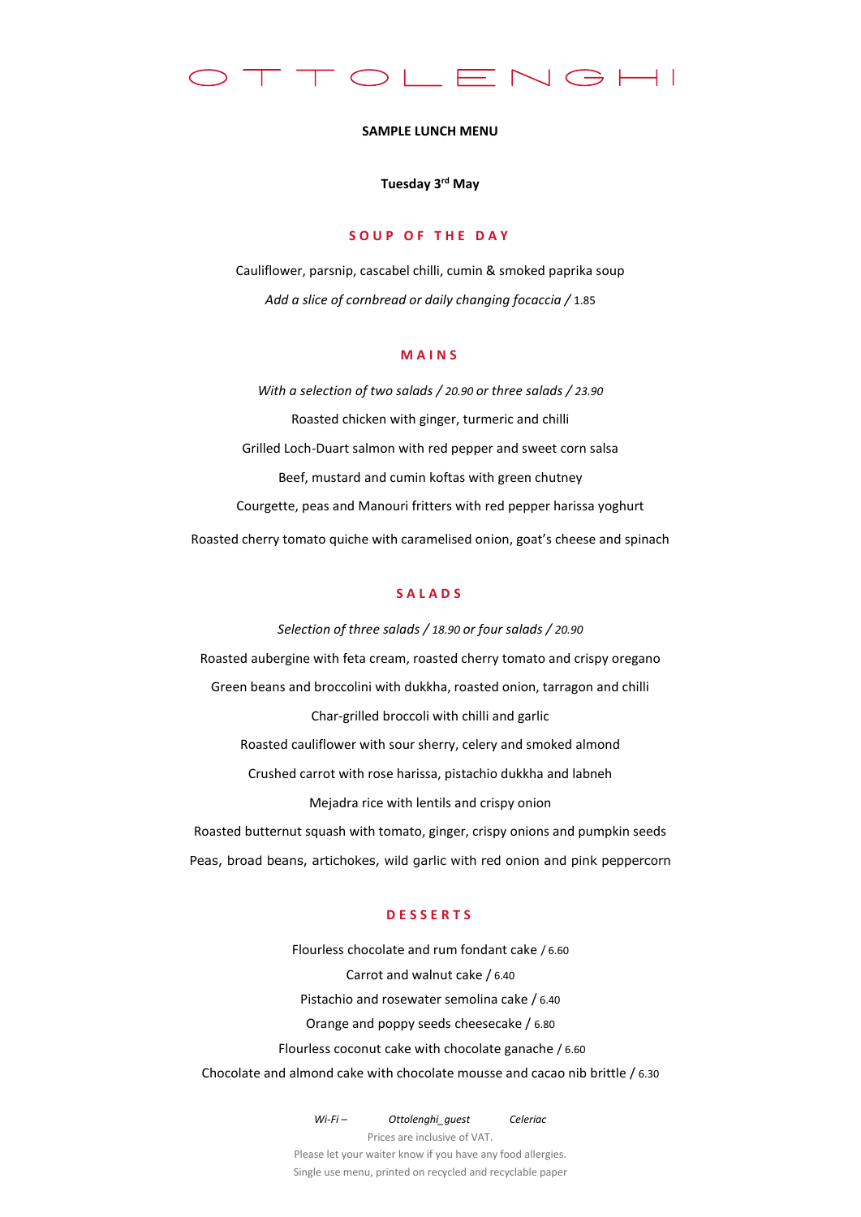# OTTOLENGHI

**SAMPLE LUNCH MENU**

**Tuesday 3rd May**

## SOUP OF THE DAY

Cauliflower, parsnip, cascabel chilli, cumin & smoked paprika soup

*Add a slice of cornbread or daily changing focaccia /* 1.85

## MAINS

*With a selection of two salads / 20.90 or three salads / 23.90*

Roasted chicken with ginger, turmeric and chilli

Grilled Loch-Duart salmon with red pepper and sweet corn salsa

Beef, mustard and cumin koftas with green chutney

Courgette, peas and Manouri fritters with red pepper harissa yoghurt

Roasted cherry tomato quiche with caramelised onion, goat's cheese and spinach

## SALADS

*Selection of three salads / 18.90 or four salads / 20.90*

Roasted aubergine with feta cream, roasted cherry tomato and crispy oregano

Green beans and broccolini with dukkha, roasted onion, tarragon and chilli

Char-grilled broccoli with chilli and garlic

Roasted cauliflower with sour sherry, celery and smoked almond

Crushed carrot with rose harissa, pistachio dukkha and labneh

Mejadra rice with lentils and crispy onion

Roasted butternut squash with tomato, ginger, crispy onions and pumpkin seeds

Peas, broad beans, artichokes, wild garlic with red onion and pink peppercorn

## DESSERTS

Flourless chocolate and rum fondant cake / 6.60

Carrot and walnut cake / 6.40

Pistachio and rosewater semolina cake / 6.40

Orange and poppy seeds cheesecake / 6.80

Flourless coconut cake with chocolate ganache / 6.60

Chocolate and almond cake with chocolate mousse and cacao nib brittle / 6.30

*Wi-Fi – Ottolenghi_guest Celeriac*

Prices are inclusive of VAT.

Please let your waiter know if you have any food allergies.

Single use menu, printed on recycled and recyclable paper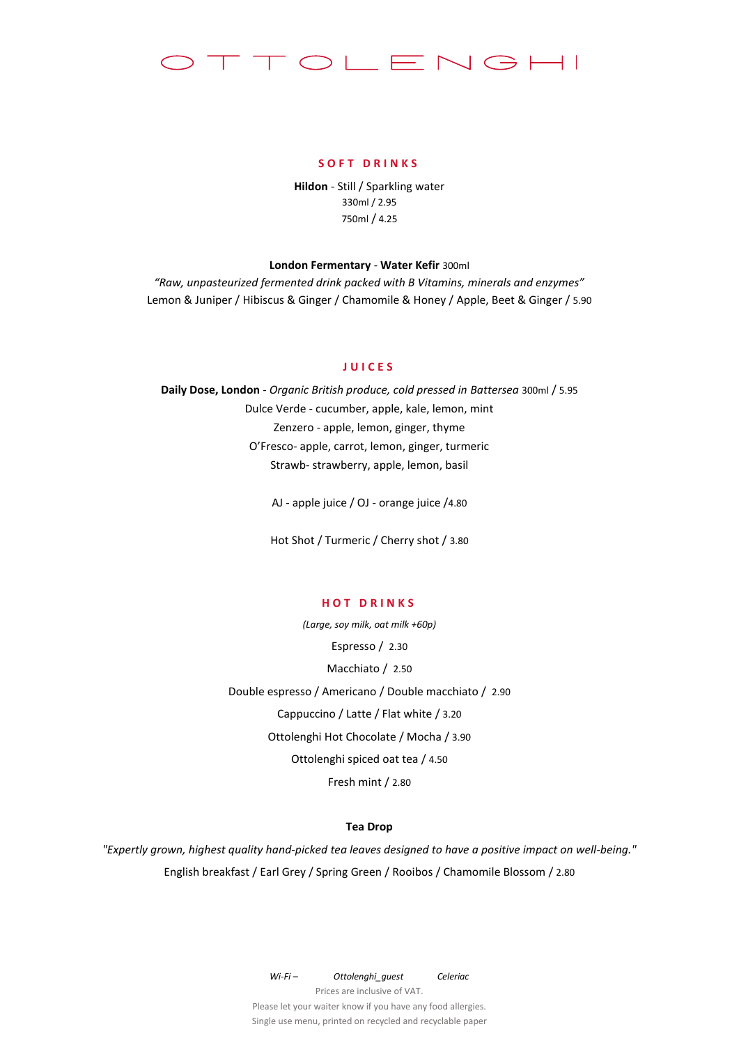# OTTOLENGHI

## SOFT DRINKS

**Hildon** - Still / Sparkling water
330ml / 2.95
750ml / 4.25

**London Fermentary** - **Water Kefir** 300ml
*"Raw, unpasteurized fermented drink packed with B Vitamins, minerals and enzymes"*
Lemon & Juniper / Hibiscus & Ginger / Chamomile & Honey / Apple, Beet & Ginger / 5.90

## JUICES

**Daily Dose, London** - *Organic British produce, cold pressed in Battersea* 300ml / 5.95
Dulce Verde - cucumber, apple, kale, lemon, mint
Zenzero - apple, lemon, ginger, thyme
O'Fresco- apple, carrot, lemon, ginger, turmeric
Strawb- strawberry, apple, lemon, basil

AJ - apple juice / OJ - orange juice /4.80

Hot Shot / Turmeric / Cherry shot / 3.80

## HOT DRINKS

*(Large, soy milk, oat milk +60p)*

Espresso / 2.30
Macchiato / 2.50
Double espresso / Americano / Double macchiato / 2.90
Cappuccino / Latte / Flat white / 3.20
Ottolenghi Hot Chocolate / Mocha / 3.90
Ottolenghi spiced oat tea / 4.50
Fresh mint / 2.80

**Tea Drop**
*"Expertly grown, highest quality hand-picked tea leaves designed to have a positive impact on well-being."*
English breakfast / Earl Grey / Spring Green / Rooibos / Chamomile Blossom / 2.80

*Wi-Fi – Ottolenghi_guest Celeriac*
Prices are inclusive of VAT.
Please let your waiter know if you have any food allergies.
Single use menu, printed on recycled and recyclable paper